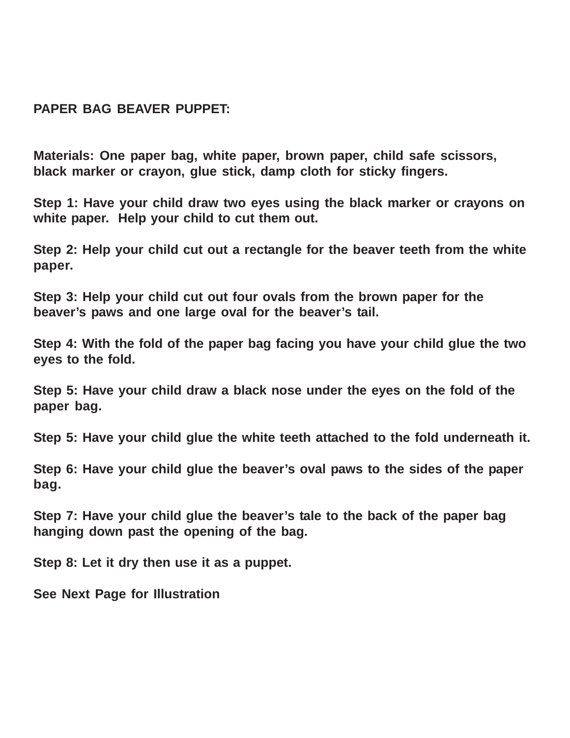**PAPER BAG BEAVER PUPPET:**

**Materials: One paper bag, white paper, brown paper, child safe scissors, black marker or crayon, glue stick, damp cloth for sticky fingers.**

**Step 1: Have your child draw two eyes using the black marker or crayons on white paper. Help your child to cut them out.**

**Step 2: Help your child cut out a rectangle for the beaver teeth from the white paper.**

**Step 3: Help your child cut out four ovals from the brown paper for the beaver's paws and one large oval for the beaver's tail.**

**Step 4: With the fold of the paper bag facing you have your child glue the two eyes to the fold.**

**Step 5: Have your child draw a black nose under the eyes on the fold of the paper bag.**

**Step 5: Have your child glue the white teeth attached to the fold underneath it.**

**Step 6: Have your child glue the beaver's oval paws to the sides of the paper bag.**

**Step 7: Have your child glue the beaver's tale to the back of the paper bag hanging down past the opening of the bag.**

**Step 8: Let it dry then use it as a puppet.**

**See Next Page for Illustration**